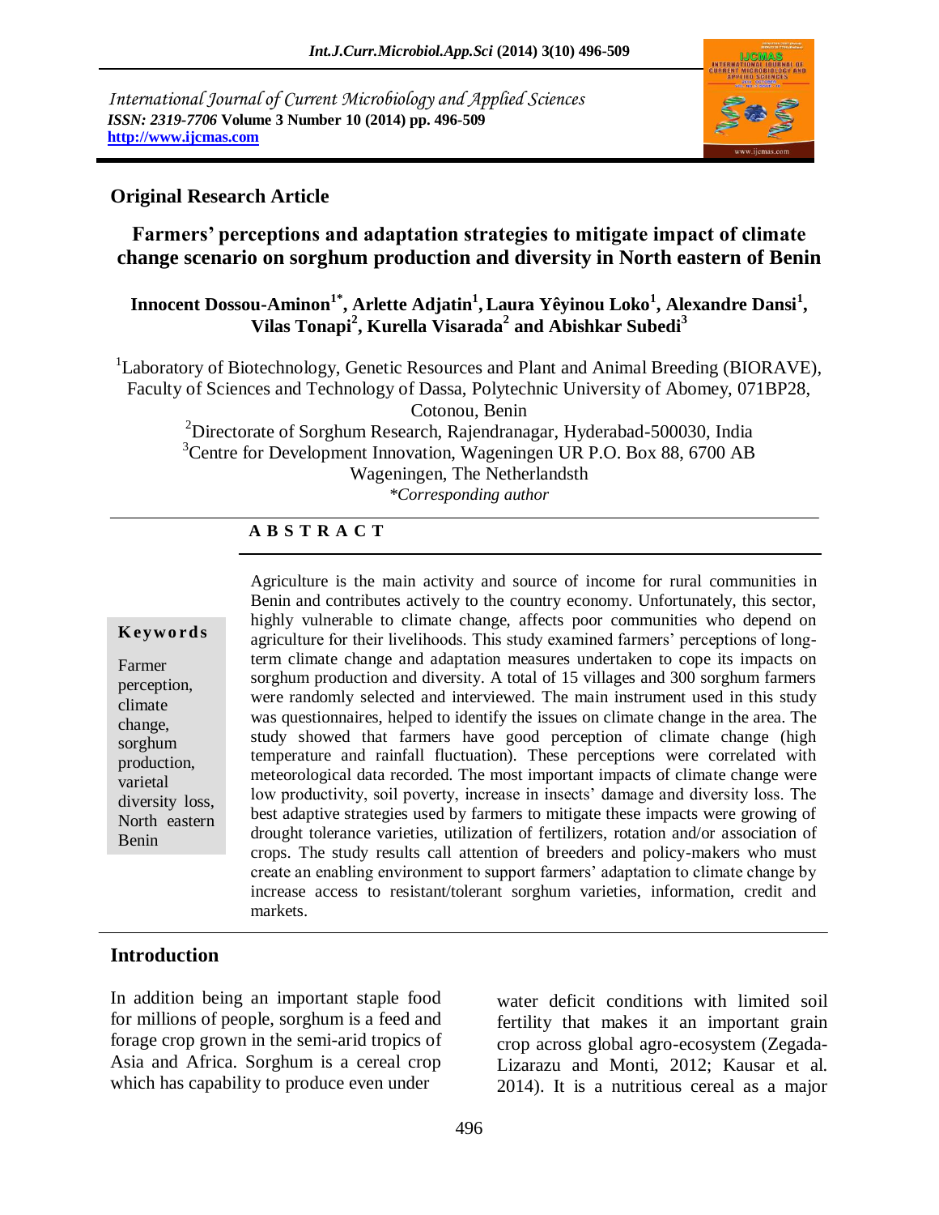International Journal of Current Microbiology and Applied Sciences
*ISSN: 2319-7706* **Volume 3 Number 10 (2014) pp. 496-509**
**http://www.ijcmas.com**

## Original Research Article

# Farmers' perceptions and adaptation strategies to mitigate impact of climate change scenario on sorghum production and diversity in North eastern of Benin

**Innocent Dossou-Aminon[1*], Arlette Adjatin[1], Laura Yêyinou Loko[1], Alexandre Dansi[1], Vilas Tonapi[2], Kurella Visarada[2] and Abishkar Subedi[3]**

[1]Laboratory of Biotechnology, Genetic Resources and Plant and Animal Breeding (BIORAVE), Faculty of Sciences and Technology of Dassa, Polytechnic University of Abomey, 071BP28, Cotonou, Benin

[2]Directorate of Sorghum Research, Rajendranagar, Hyderabad-500030, India

[3]Centre for Development Innovation, Wageningen UR P.O. Box 88, 6700 AB Wageningen, The Netherlandsth

*\*Corresponding author*

## ABSTRACT

**Keywords**

Farmer perception, climate change, sorghum production, varietal diversity loss, North eastern Benin

Agriculture is the main activity and source of income for rural communities in Benin and contributes actively to the country economy. Unfortunately, this sector, highly vulnerable to climate change, affects poor communities who depend on agriculture for their livelihoods. This study examined farmers' perceptions of long-term climate change and adaptation measures undertaken to cope its impacts on sorghum production and diversity. A total of 15 villages and 300 sorghum farmers were randomly selected and interviewed. The main instrument used in this study was questionnaires, helped to identify the issues on climate change in the area. The study showed that farmers have good perception of climate change (high temperature and rainfall fluctuation). These perceptions were correlated with meteorological data recorded. The most important impacts of climate change were low productivity, soil poverty, increase in insects' damage and diversity loss. The best adaptive strategies used by farmers to mitigate these impacts were growing of drought tolerance varieties, utilization of fertilizers, rotation and/or association of crops. The study results call attention of breeders and policy-makers who must create an enabling environment to support farmers' adaptation to climate change by increase access to resistant/tolerant sorghum varieties, information, credit and markets.

## Introduction

In addition being an important staple food for millions of people, sorghum is a feed and forage crop grown in the semi-arid tropics of Asia and Africa. Sorghum is a cereal crop which has capability to produce even under water deficit conditions with limited soil fertility that makes it an important grain crop across global agro-ecosystem (Zegada-Lizarazu and Monti, 2012; Kausar et al. 2014). It is a nutritious cereal as a major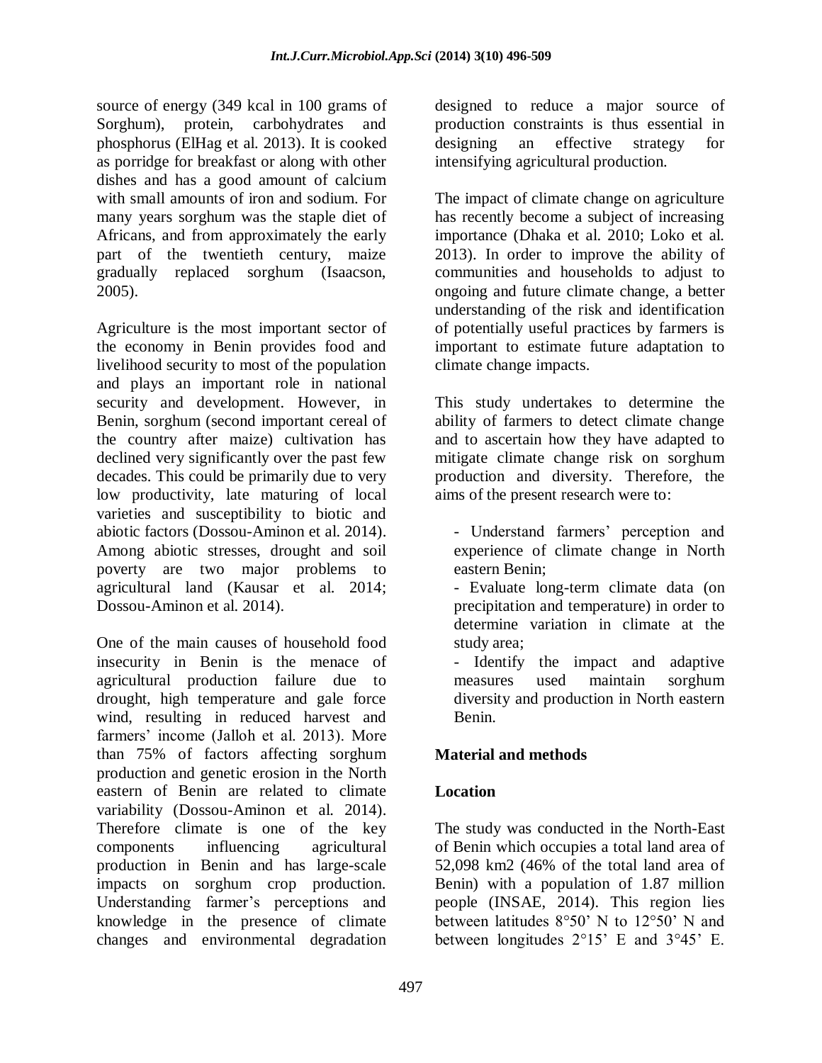source of energy (349 kcal in 100 grams of Sorghum), protein, carbohydrates and phosphorus (ElHag et al. 2013). It is cooked as porridge for breakfast or along with other dishes and has a good amount of calcium with small amounts of iron and sodium. For many years sorghum was the staple diet of Africans, and from approximately the early part of the twentieth century, maize gradually replaced sorghum (Isaacson, 2005).

Agriculture is the most important sector of the economy in Benin provides food and livelihood security to most of the population and plays an important role in national security and development. However, in Benin, sorghum (second important cereal of the country after maize) cultivation has declined very significantly over the past few decades. This could be primarily due to very low productivity, late maturing of local varieties and susceptibility to biotic and abiotic factors (Dossou-Aminon et al. 2014). Among abiotic stresses, drought and soil poverty are two major problems to agricultural land (Kausar et al. 2014; Dossou-Aminon et al. 2014).

One of the main causes of household food insecurity in Benin is the menace of agricultural production failure due to drought, high temperature and gale force wind, resulting in reduced harvest and farmers' income (Jalloh et al. 2013). More than 75% of factors affecting sorghum production and genetic erosion in the North eastern of Benin are related to climate variability (Dossou-Aminon et al. 2014). Therefore climate is one of the key components influencing agricultural production in Benin and has large-scale impacts on sorghum crop production. Understanding farmer's perceptions and knowledge in the presence of climate changes and environmental degradation designed to reduce a major source of production constraints is thus essential in designing an effective strategy for intensifying agricultural production.

The impact of climate change on agriculture has recently become a subject of increasing importance (Dhaka et al. 2010; Loko et al. 2013). In order to improve the ability of communities and households to adjust to ongoing and future climate change, a better understanding of the risk and identification of potentially useful practices by farmers is important to estimate future adaptation to climate change impacts.

This study undertakes to determine the ability of farmers to detect climate change and to ascertain how they have adapted to mitigate climate change risk on sorghum production and diversity. Therefore, the aims of the present research were to:

- Understand farmers' perception and experience of climate change in North eastern Benin;
- Evaluate long-term climate data (on precipitation and temperature) in order to determine variation in climate at the study area;
- Identify the impact and adaptive measures used maintain sorghum diversity and production in North eastern Benin.

## Material and methods

### Location

The study was conducted in the North-East of Benin which occupies a total land area of 52,098 km2 (46% of the total land area of Benin) with a population of 1.87 million people (INSAE, 2014). This region lies between latitudes 8°50' N to 12°50' N and between longitudes 2°15' E and 3°45' E.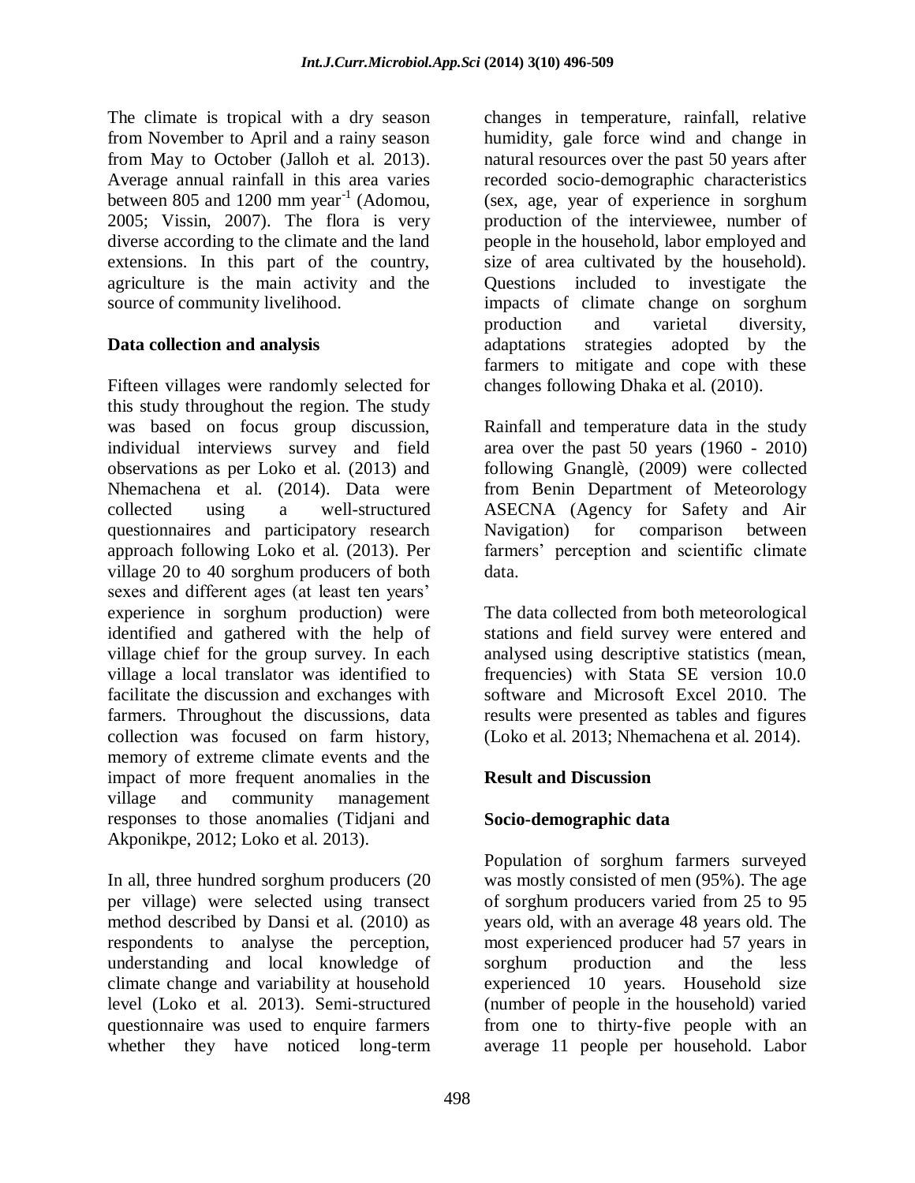The climate is tropical with a dry season from November to April and a rainy season from May to October (Jalloh et al. 2013). Average annual rainfall in this area varies between 805 and 1200 mm year$^{-1}$ (Adomou, 2005; Vissin, 2007). The flora is very diverse according to the climate and the land extensions. In this part of the country, agriculture is the main activity and the source of community livelihood.

### Data collection and analysis

Fifteen villages were randomly selected for this study throughout the region. The study was based on focus group discussion, individual interviews survey and field observations as per Loko et al. (2013) and Nhemachena et al. (2014). Data were collected using a well-structured questionnaires and participatory research approach following Loko et al. (2013). Per village 20 to 40 sorghum producers of both sexes and different ages (at least ten years' experience in sorghum production) were identified and gathered with the help of village chief for the group survey. In each village a local translator was identified to facilitate the discussion and exchanges with farmers. Throughout the discussions, data collection was focused on farm history, memory of extreme climate events and the impact of more frequent anomalies in the village and community management responses to those anomalies (Tidjani and Akponikpe, 2012; Loko et al. 2013).

In all, three hundred sorghum producers (20 per village) were selected using transect method described by Dansi et al. (2010) as respondents to analyse the perception, understanding and local knowledge of climate change and variability at household level (Loko et al. 2013). Semi-structured questionnaire was used to enquire farmers whether they have noticed long-term changes in temperature, rainfall, relative humidity, gale force wind and change in natural resources over the past 50 years after recorded socio-demographic characteristics (sex, age, year of experience in sorghum production of the interviewee, number of people in the household, labor employed and size of area cultivated by the household). Questions included to investigate the impacts of climate change on sorghum production and varietal diversity, adaptations strategies adopted by the farmers to mitigate and cope with these changes following Dhaka et al. (2010).

Rainfall and temperature data in the study area over the past 50 years (1960 - 2010) following Gnanglè, (2009) were collected from Benin Department of Meteorology ASECNA (Agency for Safety and Air Navigation) for comparison between farmers' perception and scientific climate data.

The data collected from both meteorological stations and field survey were entered and analysed using descriptive statistics (mean, frequencies) with Stata SE version 10.0 software and Microsoft Excel 2010. The results were presented as tables and figures (Loko et al. 2013; Nhemachena et al. 2014).

## Result and Discussion

### Socio-demographic data

Population of sorghum farmers surveyed was mostly consisted of men (95%). The age of sorghum producers varied from 25 to 95 years old, with an average 48 years old. The most experienced producer had 57 years in sorghum production and the less experienced 10 years. Household size (number of people in the household) varied from one to thirty-five people with an average 11 people per household. Labor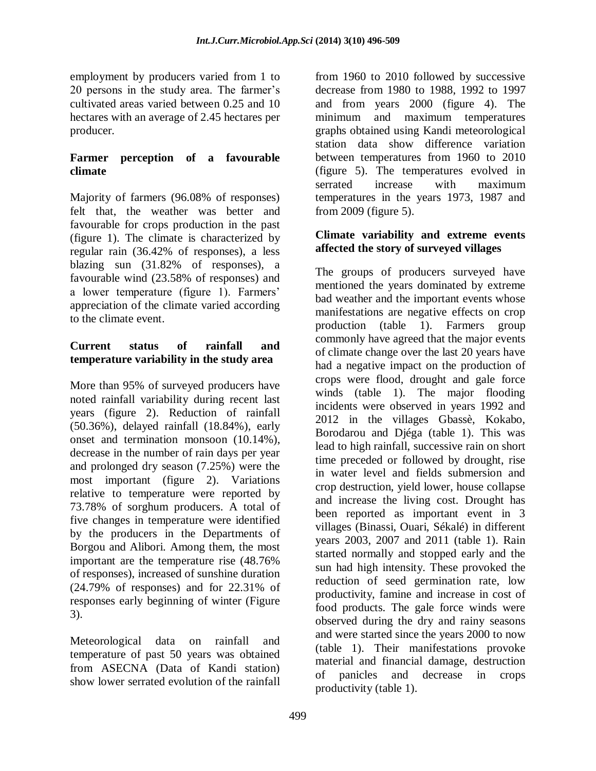employment by producers varied from 1 to 20 persons in the study area. The farmer's cultivated areas varied between 0.25 and 10 hectares with an average of 2.45 hectares per producer.

### Farmer perception of a favourable climate

Majority of farmers (96.08% of responses) felt that, the weather was better and favourable for crops production in the past (figure 1). The climate is characterized by regular rain (36.42% of responses), a less blazing sun (31.82% of responses), a favourable wind (23.58% of responses) and a lower temperature (figure 1). Farmers' appreciation of the climate varied according to the climate event.

### Current status of rainfall and temperature variability in the study area

More than 95% of surveyed producers have noted rainfall variability during recent last years (figure 2). Reduction of rainfall (50.36%), delayed rainfall (18.84%), early onset and termination monsoon (10.14%), decrease in the number of rain days per year and prolonged dry season (7.25%) were the most important (figure 2). Variations relative to temperature were reported by 73.78% of sorghum producers. A total of five changes in temperature were identified by the producers in the Departments of Borgou and Alibori. Among them, the most important are the temperature rise (48.76% of responses), increased of sunshine duration (24.79% of responses) and for 22.31% of responses early beginning of winter (Figure 3).

Meteorological data on rainfall and temperature of past 50 years was obtained from ASECNA (Data of Kandi station) show lower serrated evolution of the rainfall from 1960 to 2010 followed by successive decrease from 1980 to 1988, 1992 to 1997 and from years 2000 (figure 4). The minimum and maximum temperatures graphs obtained using Kandi meteorological station data show difference variation between temperatures from 1960 to 2010 (figure 5). The temperatures evolved in serrated increase with maximum temperatures in the years 1973, 1987 and from 2009 (figure 5).

### Climate variability and extreme events affected the story of surveyed villages

The groups of producers surveyed have mentioned the years dominated by extreme bad weather and the important events whose manifestations are negative effects on crop production (table 1). Farmers group commonly have agreed that the major events of climate change over the last 20 years have had a negative impact on the production of crops were flood, drought and gale force winds (table 1). The major flooding incidents were observed in years 1992 and 2012 in the villages Gbassè, Kokabo, Borodarou and Djéga (table 1). This was lead to high rainfall, successive rain on short time preceded or followed by drought, rise in water level and fields submersion and crop destruction, yield lower, house collapse and increase the living cost. Drought has been reported as important event in 3 villages (Binassi, Ouari, Sékalé) in different years 2003, 2007 and 2011 (table 1). Rain started normally and stopped early and the sun had high intensity. These provoked the reduction of seed germination rate, low productivity, famine and increase in cost of food products. The gale force winds were observed during the dry and rainy seasons and were started since the years 2000 to now (table 1). Their manifestations provoke material and financial damage, destruction of panicles and decrease in crops productivity (table 1).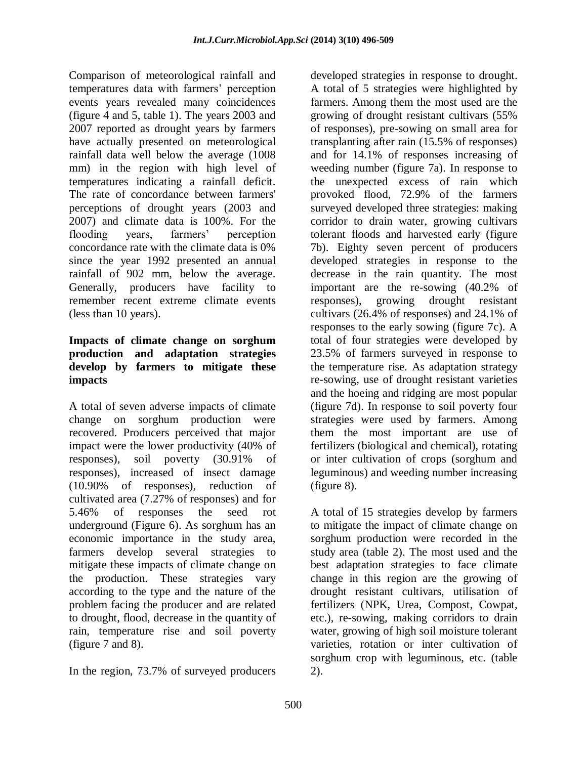Comparison of meteorological rainfall and temperatures data with farmers' perception events years revealed many coincidences (figure 4 and 5, table 1). The years 2003 and 2007 reported as drought years by farmers have actually presented on meteorological rainfall data well below the average (1008 mm) in the region with high level of temperatures indicating a rainfall deficit. The rate of concordance between farmers' perceptions of drought years (2003 and 2007) and climate data is 100%. For the flooding years, farmers' perception concordance rate with the climate data is 0% since the year 1992 presented an annual rainfall of 902 mm, below the average. Generally, producers have facility to remember recent extreme climate events (less than 10 years).

### Impacts of climate change on sorghum production and adaptation strategies develop by farmers to mitigate these impacts

A total of seven adverse impacts of climate change on sorghum production were recovered. Producers perceived that major impact were the lower productivity (40% of responses), soil poverty (30.91% of responses), increased of insect damage (10.90% of responses), reduction of cultivated area (7.27% of responses) and for 5.46% of responses the seed rot underground (Figure 6). As sorghum has an economic importance in the study area, farmers develop several strategies to mitigate these impacts of climate change on the production. These strategies vary according to the type and the nature of the problem facing the producer and are related to drought, flood, decrease in the quantity of rain, temperature rise and soil poverty (figure 7 and 8).

In the region, 73.7% of surveyed producers developed strategies in response to drought. A total of 5 strategies were highlighted by farmers. Among them the most used are the growing of drought resistant cultivars (55% of responses), pre-sowing on small area for transplanting after rain (15.5% of responses) and for 14.1% of responses increasing of weeding number (figure 7a). In response to the unexpected excess of rain which provoked flood, 72.9% of the farmers surveyed developed three strategies: making corridor to drain water, growing cultivars tolerant floods and harvested early (figure 7b). Eighty seven percent of producers developed strategies in response to the decrease in the rain quantity. The most important are the re-sowing (40.2% of responses), growing drought resistant cultivars (26.4% of responses) and 24.1% of responses to the early sowing (figure 7c). A total of four strategies were developed by 23.5% of farmers surveyed in response to the temperature rise. As adaptation strategy re-sowing, use of drought resistant varieties and the hoeing and ridging are most popular (figure 7d). In response to soil poverty four strategies were used by farmers. Among them the most important are use of fertilizers (biological and chemical), rotating or inter cultivation of crops (sorghum and leguminous) and weeding number increasing (figure 8).

A total of 15 strategies develop by farmers to mitigate the impact of climate change on sorghum production were recorded in the study area (table 2). The most used and the best adaptation strategies to face climate change in this region are the growing of drought resistant cultivars, utilisation of fertilizers (NPK, Urea, Compost, Cowpat, etc.), re-sowing, making corridors to drain water, growing of high soil moisture tolerant varieties, rotation or inter cultivation of sorghum crop with leguminous, etc. (table 2).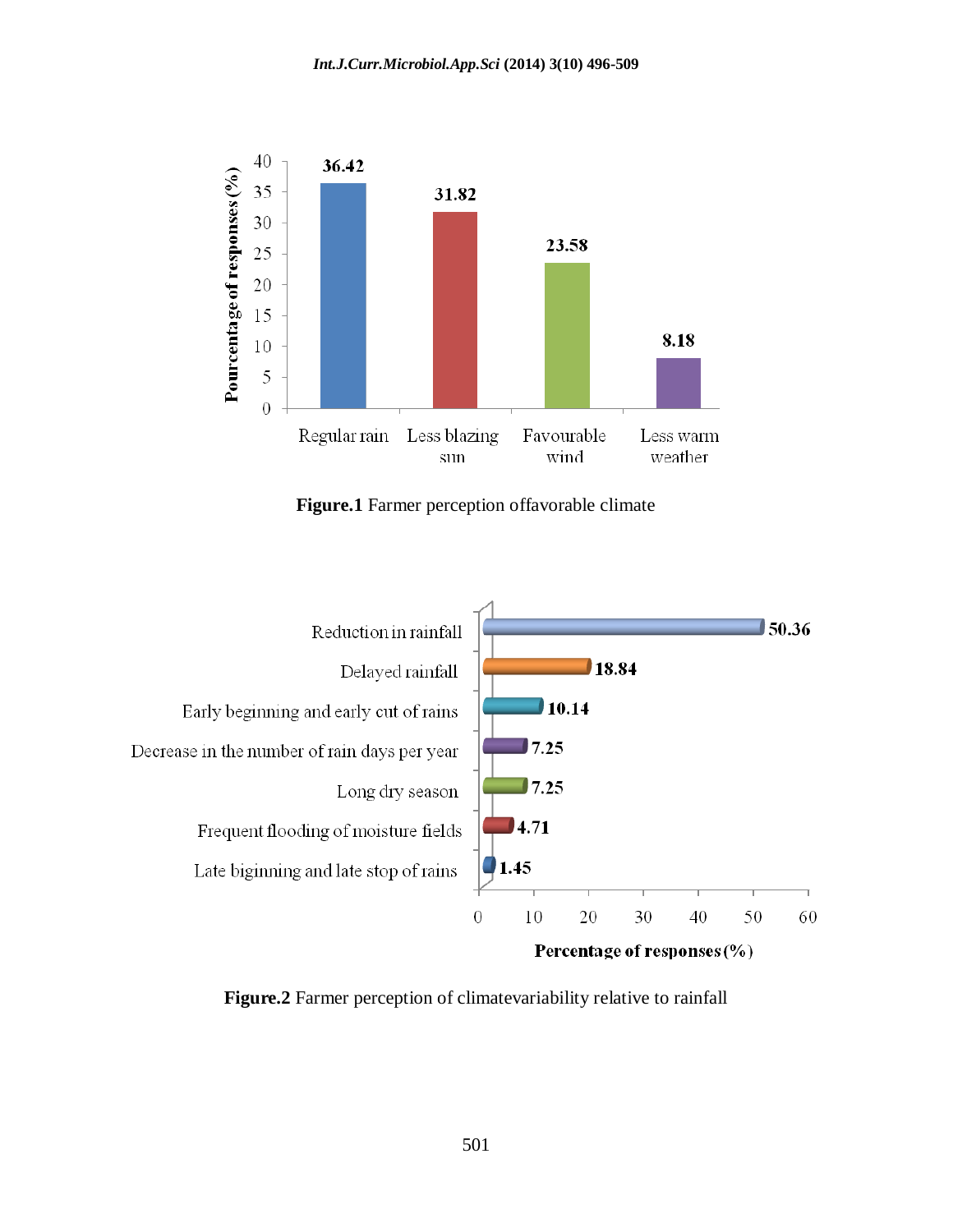**Figure.1** Farmer perception offavorable climate

**Figure.2** Farmer perception of climatevariability relative to rainfall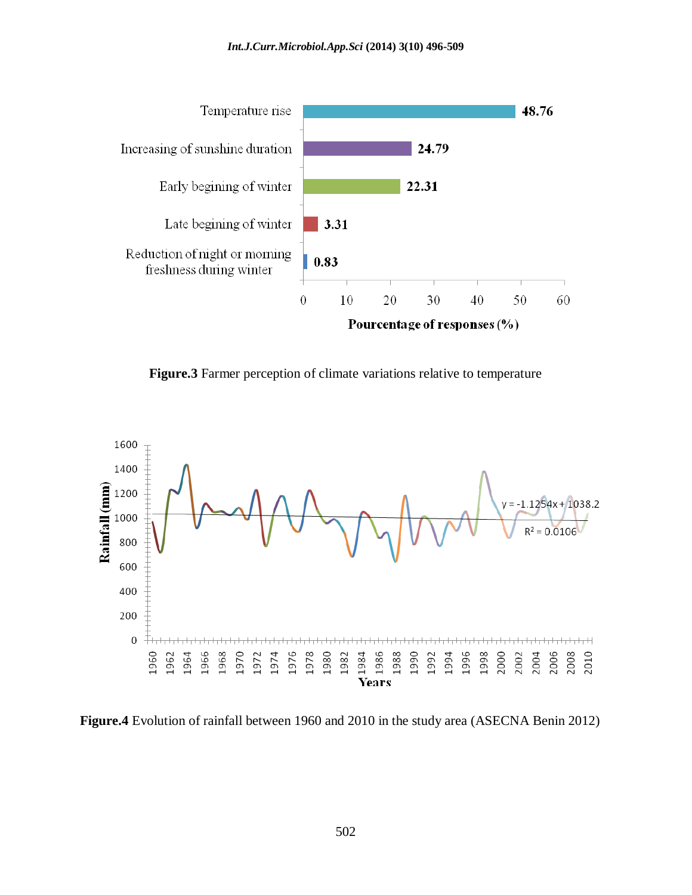Figure.3 Farmer perception of climate variations relative to temperature

Figure.4 Evolution of rainfall between 1960 and 2010 in the study area (ASECNA Benin 2012)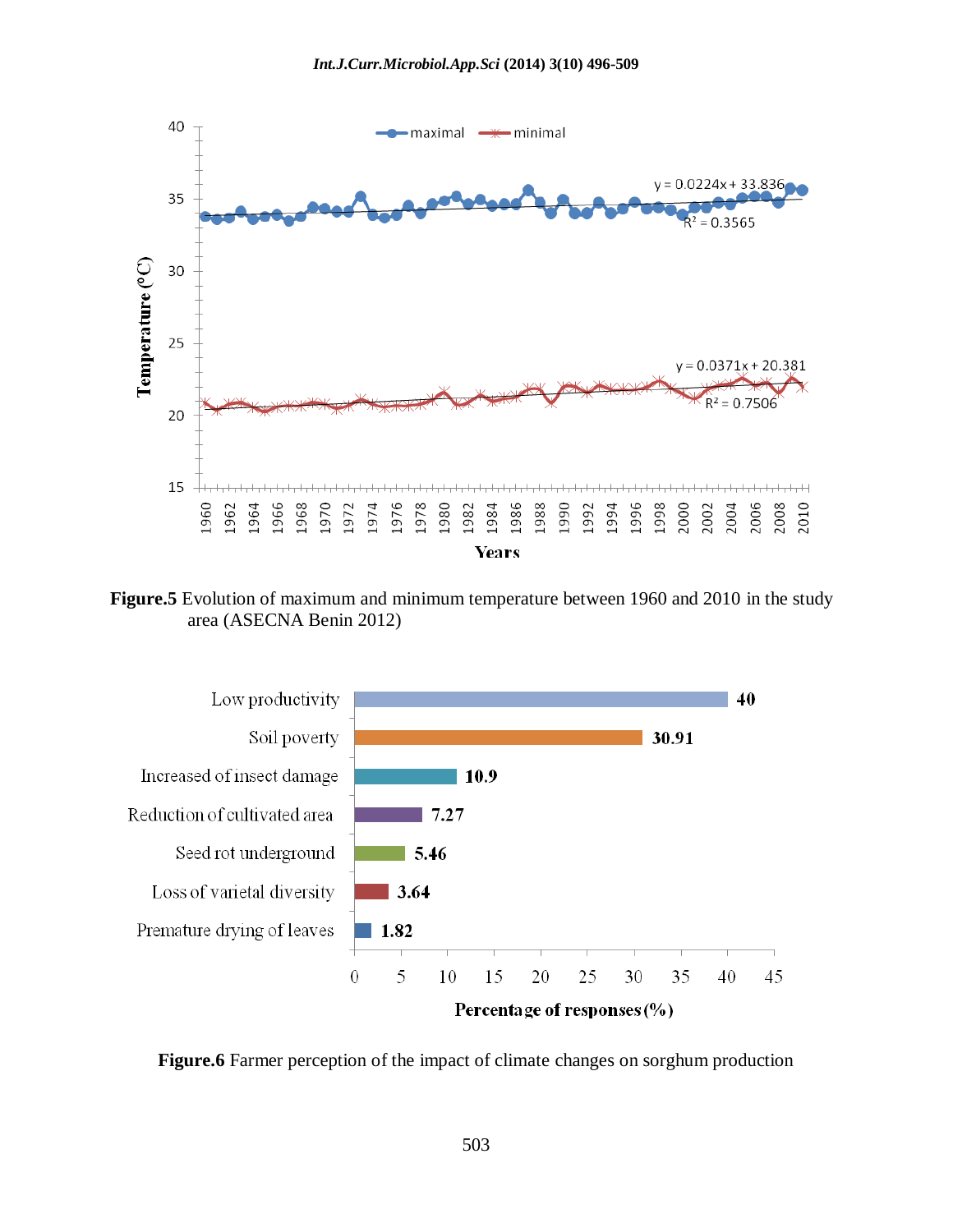**Figure.5** Evolution of maximum and minimum temperature between 1960 and 2010 in the study area (ASECNA Benin 2012)

**Figure.6** Farmer perception of the impact of climate changes on sorghum production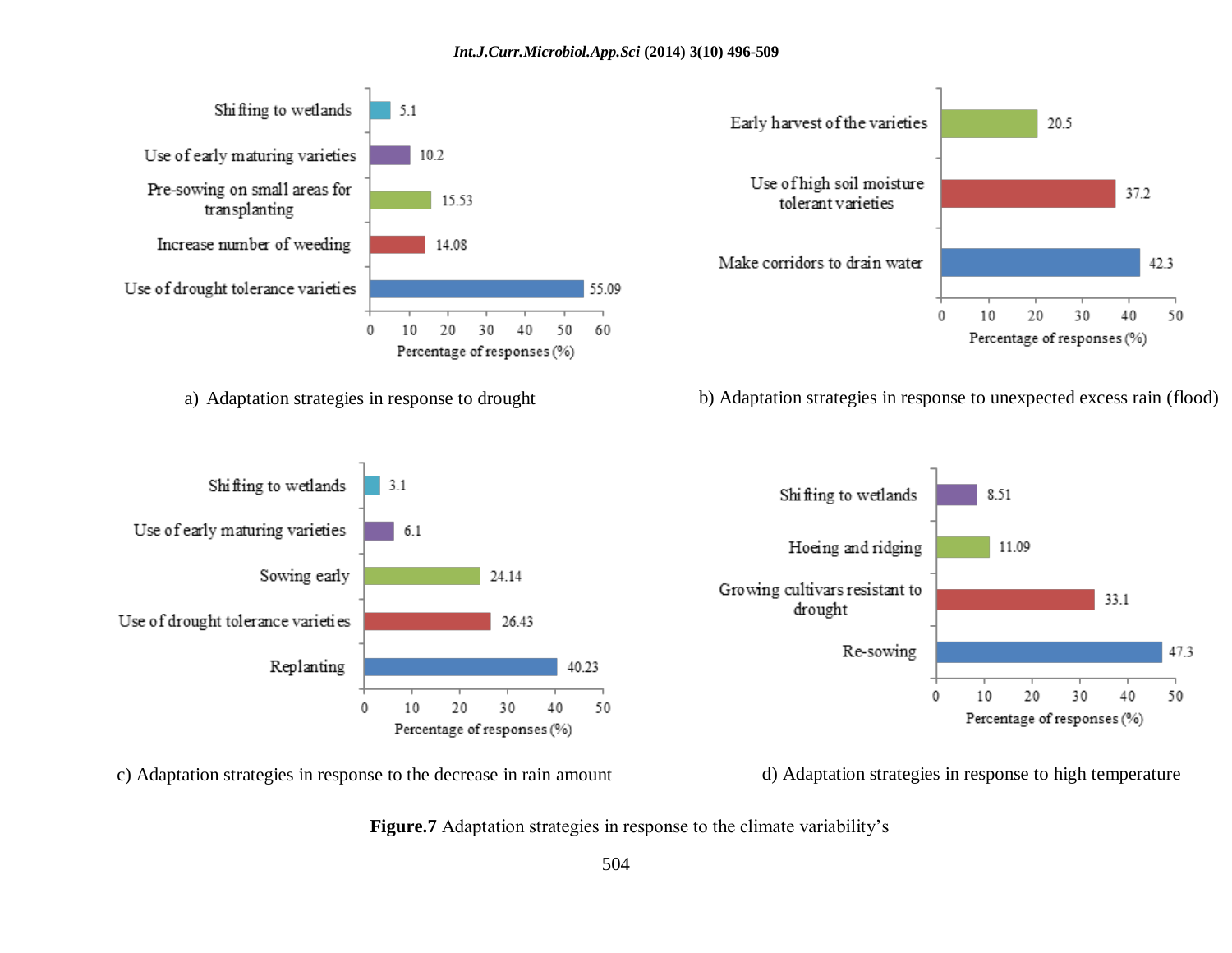| Strategy | Percentage of responses (%) |
|---|---|
| Shifting to wetlands | 5.1 |
| Use of early maturing varieties | 10.2 |
| Pre-sowing on small areas for transplanting | 15.53 |
| Increase number of weeding | 14.08 |
| Use of drought tolerance varieties | 55.09 |

a) Adaptation strategies in response to drought

| Strategy | Percentage of responses (%) |
|---|---|
| Early harvest of the varieties | 20.5 |
| Use of high soil moisture tolerant varieties | 37.2 |
| Make corridors to drain water | 42.3 |

b) Adaptation strategies in response to unexpected excess rain (flood)

| Strategy | Percentage of responses (%) |
|---|---|
| Shifting to wetlands | 3.1 |
| Use of early maturing varieties | 6.1 |
| Sowing early | 24.14 |
| Use of drought tolerance varieties | 26.43 |
| Replanting | 40.23 |

c) Adaptation strategies in response to the decrease in rain amount

| Strategy | Percentage of responses (%) |
|---|---|
| Shifting to wetlands | 8.51 |
| Hoeing and ridging | 11.09 |
| Growing cultivars resistant to drought | 33.1 |
| Re-sowing | 47.3 |

d) Adaptation strategies in response to high temperature

**Figure.7** Adaptation strategies in response to the climate variability's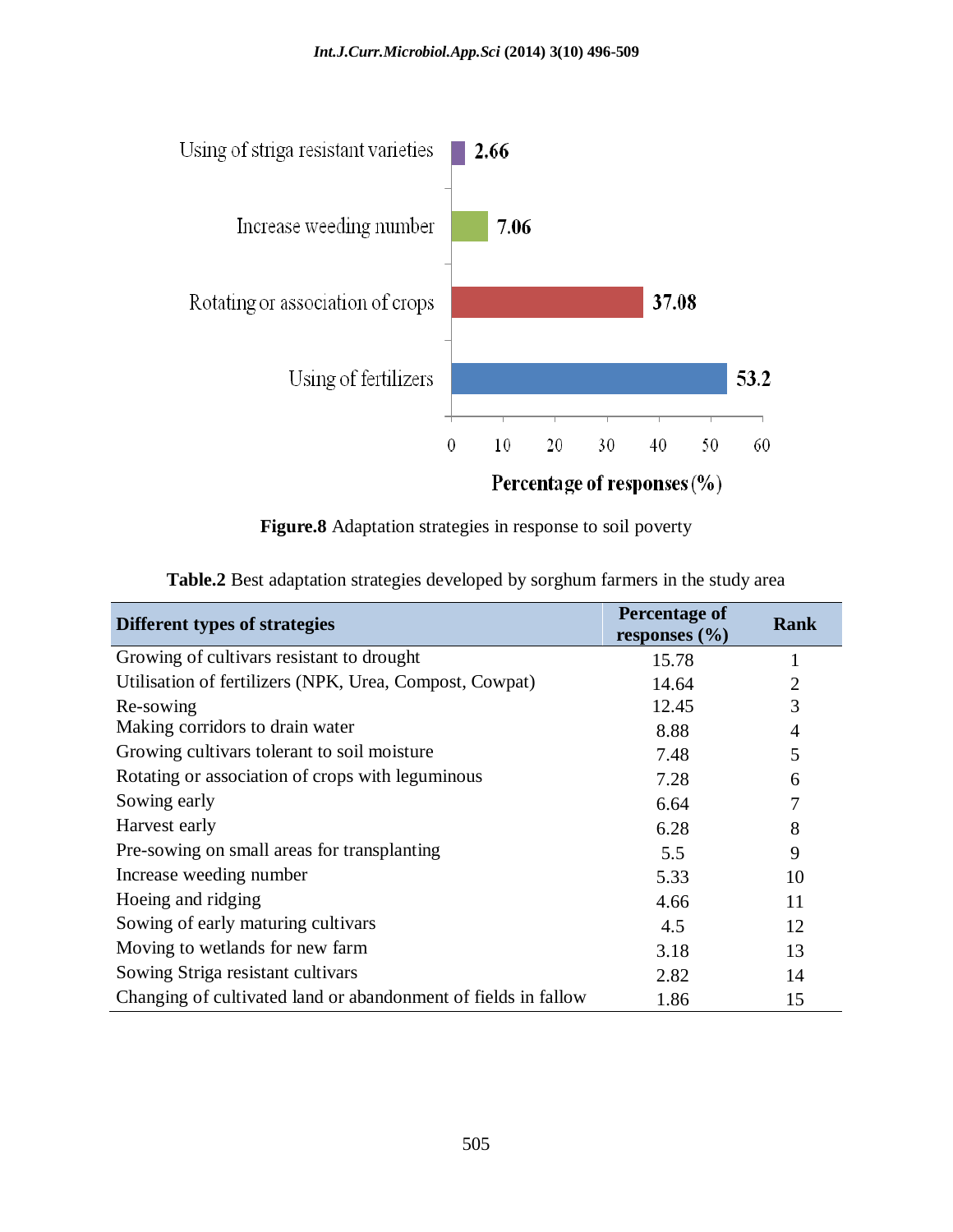**Figure.8** Adaptation strategies in response to soil poverty

**Table.2** Best adaptation strategies developed by sorghum farmers in the study area

| Different types of strategies | Percentage of responses (%) | Rank |
|---|---|---|
| Growing of cultivars resistant to drought | 15.78 | 1 |
| Utilisation of fertilizers (NPK, Urea, Compost, Cowpat) | 14.64 | 2 |
| Re-sowing | 12.45 | 3 |
| Making corridors to drain water | 8.88 | 4 |
| Growing cultivars tolerant to soil moisture | 7.48 | 5 |
| Rotating or association of crops with leguminous | 7.28 | 6 |
| Sowing early | 6.64 | 7 |
| Harvest early | 6.28 | 8 |
| Pre-sowing on small areas for transplanting | 5.5 | 9 |
| Increase weeding number | 5.33 | 10 |
| Hoeing and ridging | 4.66 | 11 |
| Sowing of early maturing cultivars | 4.5 | 12 |
| Moving to wetlands for new farm | 3.18 | 13 |
| Sowing Striga resistant cultivars | 2.82 | 14 |
| Changing of cultivated land or abandonment of fields in fallow | 1.86 | 15 |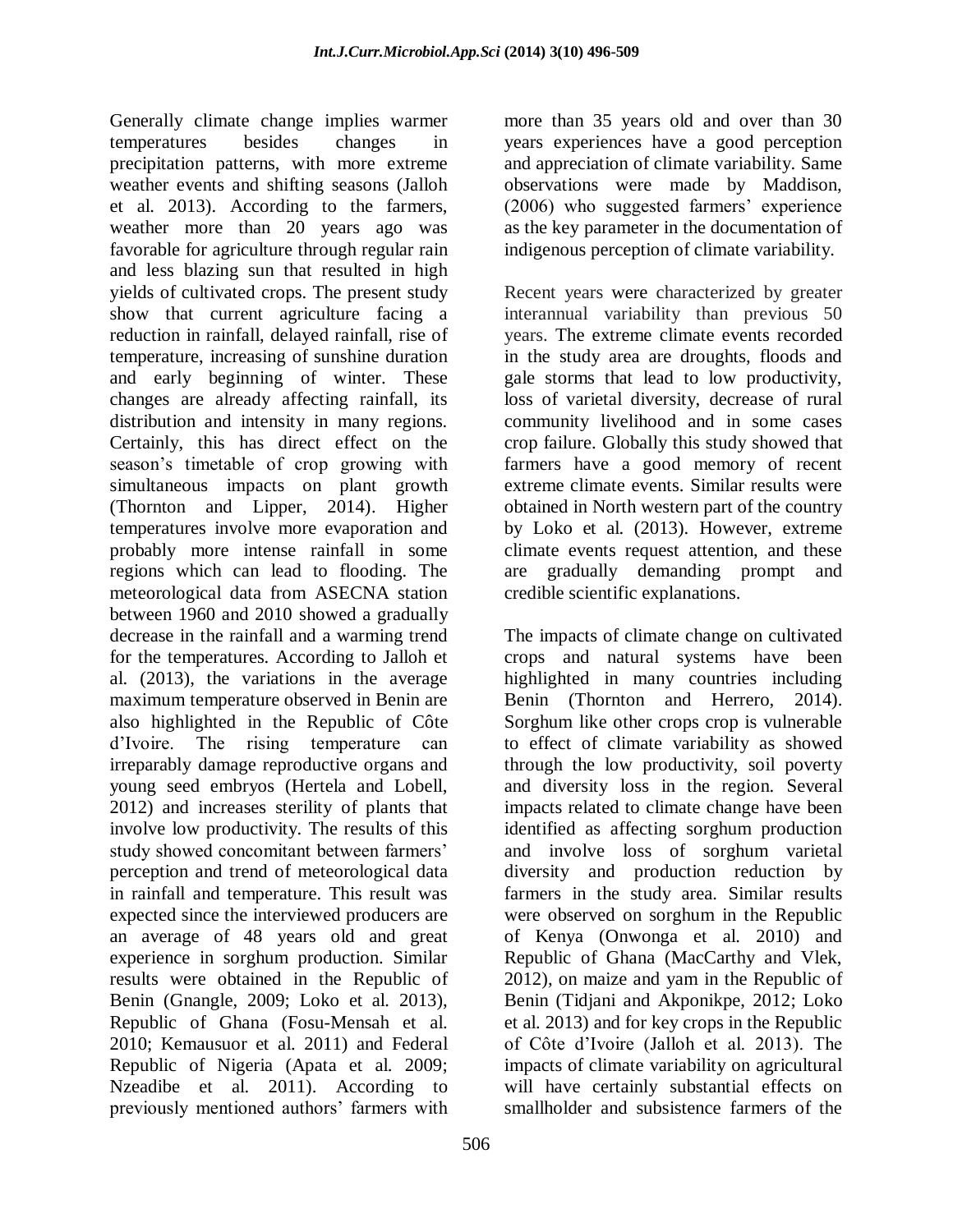Generally climate change implies warmer temperatures besides changes in precipitation patterns, with more extreme weather events and shifting seasons (Jalloh et al. 2013). According to the farmers, weather more than 20 years ago was favorable for agriculture through regular rain and less blazing sun that resulted in high yields of cultivated crops. The present study show that current agriculture facing a reduction in rainfall, delayed rainfall, rise of temperature, increasing of sunshine duration and early beginning of winter. These changes are already affecting rainfall, its distribution and intensity in many regions. Certainly, this has direct effect on the season's timetable of crop growing with simultaneous impacts on plant growth (Thornton and Lipper, 2014). Higher temperatures involve more evaporation and probably more intense rainfall in some regions which can lead to flooding. The meteorological data from ASECNA station between 1960 and 2010 showed a gradually decrease in the rainfall and a warming trend for the temperatures. According to Jalloh et al. (2013), the variations in the average maximum temperature observed in Benin are also highlighted in the Republic of Côte d'Ivoire. The rising temperature can irreparably damage reproductive organs and young seed embryos (Hertela and Lobell, 2012) and increases sterility of plants that involve low productivity. The results of this study showed concomitant between farmers' perception and trend of meteorological data in rainfall and temperature. This result was expected since the interviewed producers are an average of 48 years old and great experience in sorghum production. Similar results were obtained in the Republic of Benin (Gnangle, 2009; Loko et al. 2013), Republic of Ghana (Fosu-Mensah et al. 2010; Kemausuor et al. 2011) and Federal Republic of Nigeria (Apata et al. 2009; Nzeadibe et al. 2011). According to previously mentioned authors' farmers with more than 35 years old and over than 30 years experiences have a good perception and appreciation of climate variability. Same observations were made by Maddison, (2006) who suggested farmers' experience as the key parameter in the documentation of indigenous perception of climate variability.

Recent years were characterized by greater interannual variability than previous 50 years. The extreme climate events recorded in the study area are droughts, floods and gale storms that lead to low productivity, loss of varietal diversity, decrease of rural community livelihood and in some cases crop failure. Globally this study showed that farmers have a good memory of recent extreme climate events. Similar results were obtained in North western part of the country by Loko et al. (2013). However, extreme climate events request attention, and these are gradually demanding prompt and credible scientific explanations.

The impacts of climate change on cultivated crops and natural systems have been highlighted in many countries including Benin (Thornton and Herrero, 2014). Sorghum like other crops crop is vulnerable to effect of climate variability as showed through the low productivity, soil poverty and diversity loss in the region. Several impacts related to climate change have been identified as affecting sorghum production and involve loss of sorghum varietal diversity and production reduction by farmers in the study area. Similar results were observed on sorghum in the Republic of Kenya (Onwonga et al. 2010) and Republic of Ghana (MacCarthy and Vlek, 2012), on maize and yam in the Republic of Benin (Tidjani and Akponikpe, 2012; Loko et al. 2013) and for key crops in the Republic of Côte d'Ivoire (Jalloh et al. 2013). The impacts of climate variability on agricultural will have certainly substantial effects on smallholder and subsistence farmers of the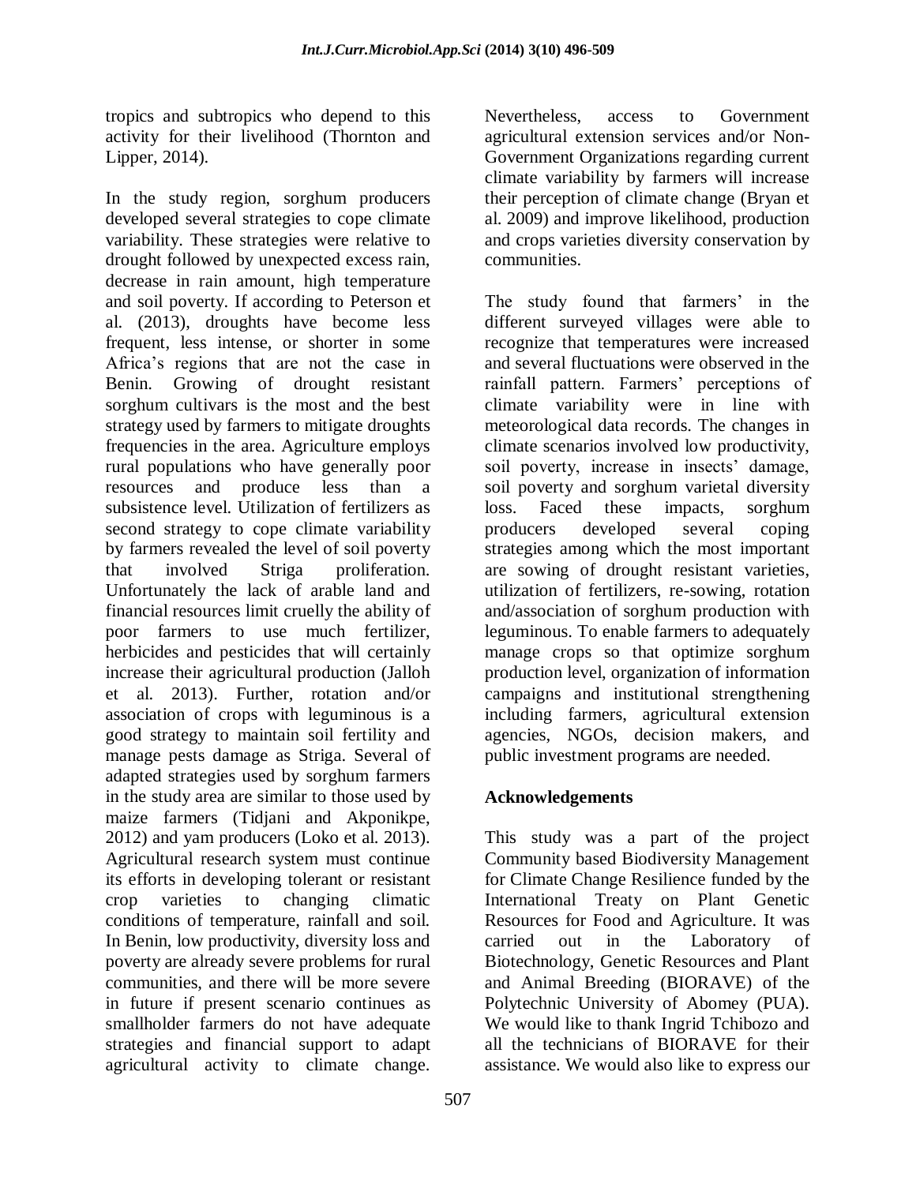tropics and subtropics who depend to this activity for their livelihood (Thornton and Lipper, 2014).

In the study region, sorghum producers developed several strategies to cope climate variability. These strategies were relative to drought followed by unexpected excess rain, decrease in rain amount, high temperature and soil poverty. If according to Peterson et al. (2013), droughts have become less frequent, less intense, or shorter in some Africa's regions that are not the case in Benin. Growing of drought resistant sorghum cultivars is the most and the best strategy used by farmers to mitigate droughts frequencies in the area. Agriculture employs rural populations who have generally poor resources and produce less than a subsistence level. Utilization of fertilizers as second strategy to cope climate variability by farmers revealed the level of soil poverty that involved Striga proliferation. Unfortunately the lack of arable land and financial resources limit cruelly the ability of poor farmers to use much fertilizer, herbicides and pesticides that will certainly increase their agricultural production (Jalloh et al. 2013). Further, rotation and/or association of crops with leguminous is a good strategy to maintain soil fertility and manage pests damage as Striga. Several of adapted strategies used by sorghum farmers in the study area are similar to those used by maize farmers (Tidjani and Akponikpe, 2012) and yam producers (Loko et al. 2013). Agricultural research system must continue its efforts in developing tolerant or resistant crop varieties to changing climatic conditions of temperature, rainfall and soil. In Benin, low productivity, diversity loss and poverty are already severe problems for rural communities, and there will be more severe in future if present scenario continues as smallholder farmers do not have adequate strategies and financial support to adapt agricultural activity to climate change. Nevertheless, access to Government agricultural extension services and/or Non-Government Organizations regarding current climate variability by farmers will increase their perception of climate change (Bryan et al. 2009) and improve likelihood, production and crops varieties diversity conservation by communities.

The study found that farmers' in the different surveyed villages were able to recognize that temperatures were increased and several fluctuations were observed in the rainfall pattern. Farmers' perceptions of climate variability were in line with meteorological data records. The changes in climate scenarios involved low productivity, soil poverty, increase in insects' damage, soil poverty and sorghum varietal diversity loss. Faced these impacts, sorghum producers developed several coping strategies among which the most important are sowing of drought resistant varieties, utilization of fertilizers, re-sowing, rotation and/association of sorghum production with leguminous. To enable farmers to adequately manage crops so that optimize sorghum production level, organization of information campaigns and institutional strengthening including farmers, agricultural extension agencies, NGOs, decision makers, and public investment programs are needed.

## Acknowledgements

This study was a part of the project Community based Biodiversity Management for Climate Change Resilience funded by the International Treaty on Plant Genetic Resources for Food and Agriculture. It was carried out in the Laboratory of Biotechnology, Genetic Resources and Plant and Animal Breeding (BIORAVE) of the Polytechnic University of Abomey (PUA). We would like to thank Ingrid Tchibozo and all the technicians of BIORAVE for their assistance. We would also like to express our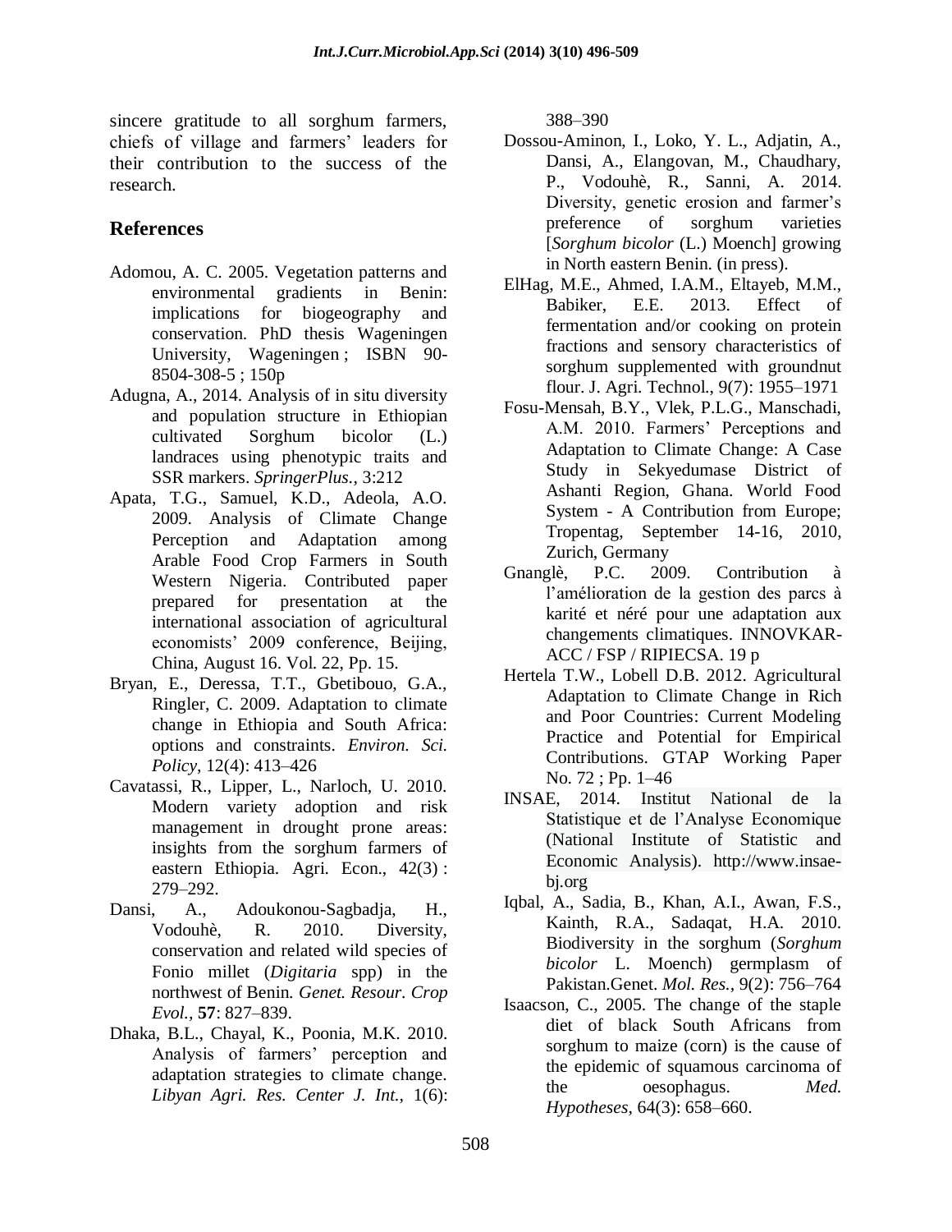sincere gratitude to all sorghum farmers, chiefs of village and farmers' leaders for their contribution to the success of the research.

## References

Adomou, A. C. 2005. Vegetation patterns and environmental gradients in Benin: implications for biogeography and conservation. PhD thesis Wageningen University, Wageningen ; ISBN 90-8504-308-5 ; 150p

Adugna, A., 2014. Analysis of in situ diversity and population structure in Ethiopian cultivated Sorghum bicolor (L.) landraces using phenotypic traits and SSR markers. *SpringerPlus.*, 3:212

Apata, T.G., Samuel, K.D., Adeola, A.O. 2009. Analysis of Climate Change Perception and Adaptation among Arable Food Crop Farmers in South Western Nigeria. Contributed paper prepared for presentation at the international association of agricultural economists' 2009 conference, Beijing, China, August 16. Vol. 22, Pp. 15.

Bryan, E., Deressa, T.T., Gbetibouo, G.A., Ringler, C. 2009. Adaptation to climate change in Ethiopia and South Africa: options and constraints. *Environ. Sci. Policy*, 12(4): 413–426

Cavatassi, R., Lipper, L., Narloch, U. 2010. Modern variety adoption and risk management in drought prone areas: insights from the sorghum farmers of eastern Ethiopia. Agri. Econ., 42(3) : 279–292.

Dansi, A., Adoukonou-Sagbadja, H., Vodouhè, R. 2010. Diversity, conservation and related wild species of Fonio millet (*Digitaria* spp) in the northwest of Benin. *Genet. Resour. Crop Evol.*, **57**: 827–839.

Dhaka, B.L., Chayal, K., Poonia, M.K. 2010. Analysis of farmers' perception and adaptation strategies to climate change. *Libyan Agri. Res. Center J. Int.*, 1(6): 388–390

Dossou-Aminon, I., Loko, Y. L., Adjatin, A., Dansi, A., Elangovan, M., Chaudhary, P., Vodouhè, R., Sanni, A. 2014. Diversity, genetic erosion and farmer's preference of sorghum varieties [*Sorghum bicolor* (L.) Moench] growing in North eastern Benin. (in press).

ElHag, M.E., Ahmed, I.A.M., Eltayeb, M.M., Babiker, E.E. 2013. Effect of fermentation and/or cooking on protein fractions and sensory characteristics of sorghum supplemented with groundnut flour. J. Agri. Technol., 9(7): 1955–1971

Fosu-Mensah, B.Y., Vlek, P.L.G., Manschadi, A.M. 2010. Farmers' Perceptions and Adaptation to Climate Change: A Case Study in Sekyedumase District of Ashanti Region, Ghana. World Food System - A Contribution from Europe; Tropentag, September 14-16, 2010, Zurich, Germany

Gnanglè, P.C. 2009. Contribution à l'amélioration de la gestion des parcs à karité et néré pour une adaptation aux changements climatiques. INNOVKAR-ACC / FSP / RIPIECSA. 19 p

Hertela T.W., Lobell D.B. 2012. Agricultural Adaptation to Climate Change in Rich and Poor Countries: Current Modeling Practice and Potential for Empirical Contributions. GTAP Working Paper No. 72 ; Pp. 1–46

INSAE, 2014. Institut National de la Statistique et de l'Analyse Economique (National Institute of Statistic and Economic Analysis). http://www.insae-bj.org

Iqbal, A., Sadia, B., Khan, A.I., Awan, F.S., Kainth, R.A., Sadaqat, H.A. 2010. Biodiversity in the sorghum (*Sorghum bicolor* L. Moench) germplasm of Pakistan.Genet. *Mol. Res.*, 9(2): 756–764

Isaacson, C., 2005. The change of the staple diet of black South Africans from sorghum to maize (corn) is the cause of the epidemic of squamous carcinoma of the oesophagus. *Med. Hypotheses*, 64(3): 658–660.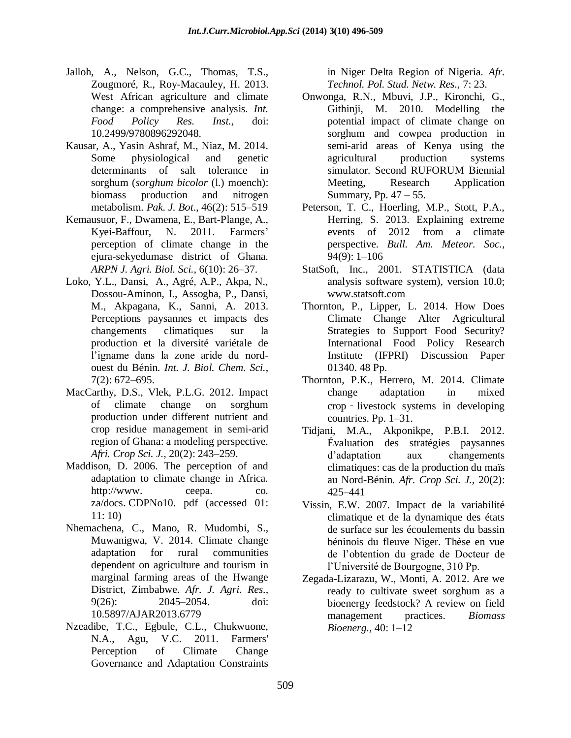Jalloh, A., Nelson, G.C., Thomas, T.S., Zougmoré, R., Roy-Macauley, H. 2013. West African agriculture and climate change: a comprehensive analysis. *Int. Food Policy Res. Inst.*, doi: 10.2499/9780896292048.

Kausar, A., Yasin Ashraf, M., Niaz, M. 2014. Some physiological and genetic determinants of salt tolerance in sorghum (*sorghum bicolor* (l.) moench): biomass production and nitrogen metabolism. *Pak. J. Bot*., 46(2): 515–519

Kemausuor, F., Dwamena, E., Bart-Plange, A., Kyei-Baffour, N. 2011. Farmers' perception of climate change in the ejura-sekyedumase district of Ghana. *ARPN J. Agri. Biol. Sci.*, 6(10): 26–37.

Loko, Y.L., Dansi, A., Agré, A.P., Akpa, N., Dossou-Aminon, I., Assogba, P., Dansi, M., Akpagana, K., Sanni, A. 2013. Perceptions paysannes et impacts des changements climatiques sur la production et la diversité variétale de l'igname dans la zone aride du nord-ouest du Bénin. *Int. J. Biol. Chem. Sci.*, 7(2): 672–695.

MacCarthy, D.S., Vlek, P.L.G. 2012. Impact of climate change on sorghum production under different nutrient and crop residue management in semi-arid region of Ghana: a modeling perspective. *Afri. Crop Sci. J.*, 20(2): 243–259.

Maddison, D. 2006. The perception of and adaptation to climate change in Africa. http://www. ceepa. co. za/docs. CDPNo10. pdf (accessed 01: 11: 10)

Nhemachena, C., Mano, R. Mudombi, S., Muwanigwa, V. 2014. Climate change adaptation for rural communities dependent on agriculture and tourism in marginal farming areas of the Hwange District, Zimbabwe. *Afr. J. Agri. Res.*, 9(26): 2045–2054. doi: 10.5897/AJAR2013.6779

Nzeadibe, T.C., Egbule, C.L., Chukwuone, N.A., Agu, V.C. 2011. Farmers' Perception of Climate Change Governance and Adaptation Constraints in Niger Delta Region of Nigeria. *Afr. Technol. Pol. Stud. Netw. Res.*, 7: 23.

Onwonga, R.N., Mbuvi, J.P., Kironchi, G., Githinji, M. 2010. Modelling the potential impact of climate change on sorghum and cowpea production in semi-arid areas of Kenya using the agricultural production systems simulator. Second RUFORUM Biennial Meeting, Research Application Summary, Pp. 47 – 55.

Peterson, T. C., Hoerling, M.P., Stott, P.A., Herring, S. 2013. Explaining extreme events of 2012 from a climate perspective. *Bull. Am. Meteor. Soc.*, 94(9): 1–106

StatSoft, Inc., 2001. STATISTICA (data analysis software system), version 10.0; www.statsoft.com

Thornton, P., Lipper, L. 2014. How Does Climate Change Alter Agricultural Strategies to Support Food Security? International Food Policy Research Institute (IFPRI) Discussion Paper 01340. 48 Pp.

Thornton, P.K., Herrero, M. 2014. Climate change adaptation in mixed crop‐livestock systems in developing countries. Pp. 1–31.

Tidjani, M.A., Akponikpe, P.B.I. 2012. Évaluation des stratégies paysannes d'adaptation aux changements climatiques: cas de la production du maïs au Nord-Bénin. *Afr. Crop Sci. J.*, 20(2): 425–441

Vissin, E.W. 2007. Impact de la variabilité climatique et de la dynamique des états de surface sur les écoulements du bassin béninois du fleuve Niger. Thèse en vue de l'obtention du grade de Docteur de l'Université de Bourgogne, 310 Pp.

Zegada-Lizarazu, W., Monti, A. 2012. Are we ready to cultivate sweet sorghum as a bioenergy feedstock? A review on field management practices. *Biomass Bioenerg.*, 40: 1–12